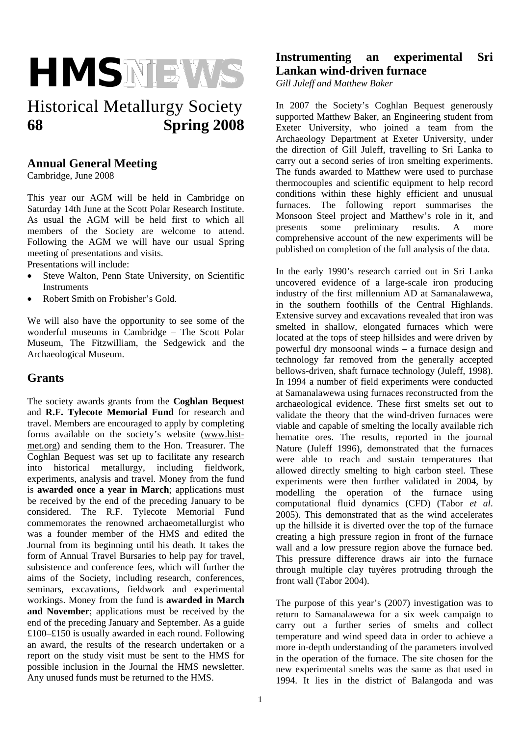# HMSNEWS

# Historical Metallurgy Society

**68 Spring 2008**

## Annual General Meeting

Cambridge, June 2008

This year our AGM will be held in Cambridge on Saturday 14th June at the Scott Polar Research Institute. As usual the AGM will be held first to which all members of the Society are welcome to attend. Following the AGM we will have our usual Spring meeting of presentations and visits.

Presentations will include:

- Steve Walton, Penn State University, on Scientific Instruments
- Robert Smith on Frobisher's Gold.

We will also have the opportunity to see some of the wonderful museums in Cambridge – The Scott Polar Museum, The Fitzwilliam, the Sedgewick and the Archaeological Museum.

## Grants

The society awards grants from the **Coghlan Bequest** and **R.F. Tylecote Memorial Fund** for research and travel. Members are encouraged to apply by completing forms available on the society's website (www.hist-met.org) and sending them to the Hon. Treasurer. The Coghlan Bequest was set up to facilitate any research into historical metallurgy, including fieldwork, experiments, analysis and travel. Money from the fund is **awarded once a year in March**; applications must be received by the end of the preceding January to be considered. The R.F. Tylecote Memorial Fund commemorates the renowned archaeometallurgist who was a founder member of the HMS and edited the Journal from its beginning until his death. It takes the form of Annual Travel Bursaries to help pay for travel, subsistence and conference fees, which will further the aims of the Society, including research, conferences, seminars, excavations, fieldwork and experimental workings. Money from the fund is **awarded in March and November**; applications must be received by the end of the preceding January and September. As a guide £100–£150 is usually awarded in each round. Following an award, the results of the research undertaken or a report on the study visit must be sent to the HMS for possible inclusion in the Journal the HMS newsletter. Any unused funds must be returned to the HMS.

## Instrumenting an experimental Sri Lankan wind-driven furnace

*Gill Juleff and Matthew Baker*

In 2007 the Society's Coghlan Bequest generously supported Matthew Baker, an Engineering student from Exeter University, who joined a team from the Archaeology Department at Exeter University, under the direction of Gill Juleff, travelling to Sri Lanka to carry out a second series of iron smelting experiments. The funds awarded to Matthew were used to purchase thermocouples and scientific equipment to help record conditions within these highly efficient and unusual furnaces. The following report summarises the Monsoon Steel project and Matthew's role in it, and presents some preliminary results. A more comprehensive account of the new experiments will be published on completion of the full analysis of the data.

In the early 1990's research carried out in Sri Lanka uncovered evidence of a large-scale iron producing industry of the first millennium AD at Samanalawewa, in the southern foothills of the Central Highlands. Extensive survey and excavations revealed that iron was smelted in shallow, elongated furnaces which were located at the tops of steep hillsides and were driven by powerful dry monsoonal winds – a furnace design and technology far removed from the generally accepted bellows-driven, shaft furnace technology (Juleff, 1998). In 1994 a number of field experiments were conducted at Samanalawewa using furnaces reconstructed from the archaeological evidence. These first smelts set out to validate the theory that the wind-driven furnaces were viable and capable of smelting the locally available rich hematite ores. The results, reported in the journal Nature (Juleff 1996), demonstrated that the furnaces were able to reach and sustain temperatures that allowed directly smelting to high carbon steel. These experiments were then further validated in 2004, by modelling the operation of the furnace using computational fluid dynamics (CFD) (Tabor *et al*. 2005). This demonstrated that as the wind accelerates up the hillside it is diverted over the top of the furnace creating a high pressure region in front of the furnace wall and a low pressure region above the furnace bed. This pressure difference draws air into the furnace through multiple clay tuyères protruding through the front wall (Tabor 2004).

The purpose of this year's (2007) investigation was to return to Samanalawewa for a six week campaign to carry out a further series of smelts and collect temperature and wind speed data in order to achieve a more in-depth understanding of the parameters involved in the operation of the furnace. The site chosen for the new experimental smelts was the same as that used in 1994. It lies in the district of Balangoda and was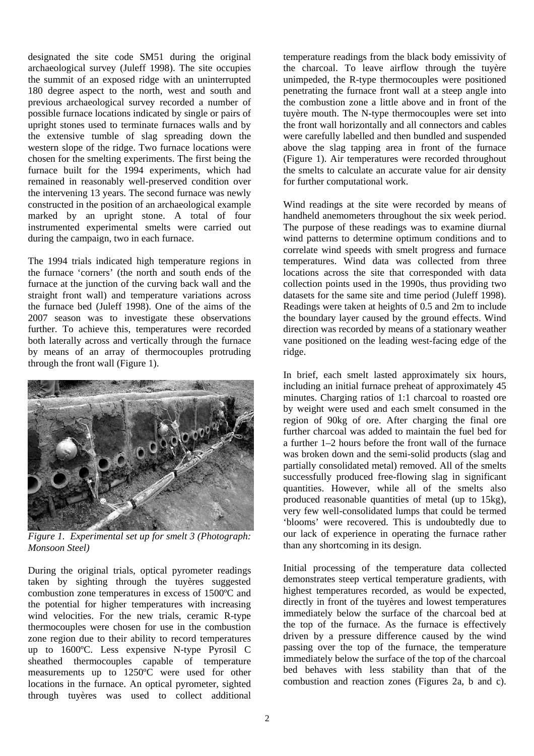designated the site code SM51 during the original archaeological survey (Juleff 1998). The site occupies the summit of an exposed ridge with an uninterrupted 180 degree aspect to the north, west and south and previous archaeological survey recorded a number of possible furnace locations indicated by single or pairs of upright stones used to terminate furnaces walls and by the extensive tumble of slag spreading down the western slope of the ridge. Two furnace locations were chosen for the smelting experiments. The first being the furnace built for the 1994 experiments, which had remained in reasonably well-preserved condition over the intervening 13 years. The second furnace was newly constructed in the position of an archaeological example marked by an upright stone. A total of four instrumented experimental smelts were carried out during the campaign, two in each furnace.

The 1994 trials indicated high temperature regions in the furnace 'corners' (the north and south ends of the furnace at the junction of the curving back wall and the straight front wall) and temperature variations across the furnace bed (Juleff 1998). One of the aims of the 2007 season was to investigate these observations further. To achieve this, temperatures were recorded both laterally across and vertically through the furnace by means of an array of thermocouples protruding through the front wall (Figure 1).

*Figure 1. Experimental set up for smelt 3 (Photograph: Monsoon Steel)*

During the original trials, optical pyrometer readings taken by sighting through the tuyères suggested combustion zone temperatures in excess of 1500ºC and the potential for higher temperatures with increasing wind velocities. For the new trials, ceramic R-type thermocouples were chosen for use in the combustion zone region due to their ability to record temperatures up to 1600ºC. Less expensive N-type Pyrosil C sheathed thermocouples capable of temperature measurements up to 1250ºC were used for other locations in the furnace. An optical pyrometer, sighted through tuyères was used to collect additional temperature readings from the black body emissivity of the charcoal. To leave airflow through the tuyère unimpeded, the R-type thermocouples were positioned penetrating the furnace front wall at a steep angle into the combustion zone a little above and in front of the tuyère mouth. The N-type thermocouples were set into the front wall horizontally and all connectors and cables were carefully labelled and then bundled and suspended above the slag tapping area in front of the furnace (Figure 1). Air temperatures were recorded throughout the smelts to calculate an accurate value for air density for further computational work.

Wind readings at the site were recorded by means of handheld anemometers throughout the six week period. The purpose of these readings was to examine diurnal wind patterns to determine optimum conditions and to correlate wind speeds with smelt progress and furnace temperatures. Wind data was collected from three locations across the site that corresponded with data collection points used in the 1990s, thus providing two datasets for the same site and time period (Juleff 1998). Readings were taken at heights of 0.5 and 2m to include the boundary layer caused by the ground effects. Wind direction was recorded by means of a stationary weather vane positioned on the leading west-facing edge of the ridge.

In brief, each smelt lasted approximately six hours, including an initial furnace preheat of approximately 45 minutes. Charging ratios of 1:1 charcoal to roasted ore by weight were used and each smelt consumed in the region of 90kg of ore. After charging the final ore further charcoal was added to maintain the fuel bed for a further 1–2 hours before the front wall of the furnace was broken down and the semi-solid products (slag and partially consolidated metal) removed. All of the smelts successfully produced free-flowing slag in significant quantities. However, while all of the smelts also produced reasonable quantities of metal (up to 15kg), very few well-consolidated lumps that could be termed 'blooms' were recovered. This is undoubtedly due to our lack of experience in operating the furnace rather than any shortcoming in its design.

Initial processing of the temperature data collected demonstrates steep vertical temperature gradients, with highest temperatures recorded, as would be expected, directly in front of the tuyères and lowest temperatures immediately below the surface of the charcoal bed at the top of the furnace. As the furnace is effectively driven by a pressure difference caused by the wind passing over the top of the furnace, the temperature immediately below the surface of the top of the charcoal bed behaves with less stability than that of the combustion and reaction zones (Figures 2a, b and c).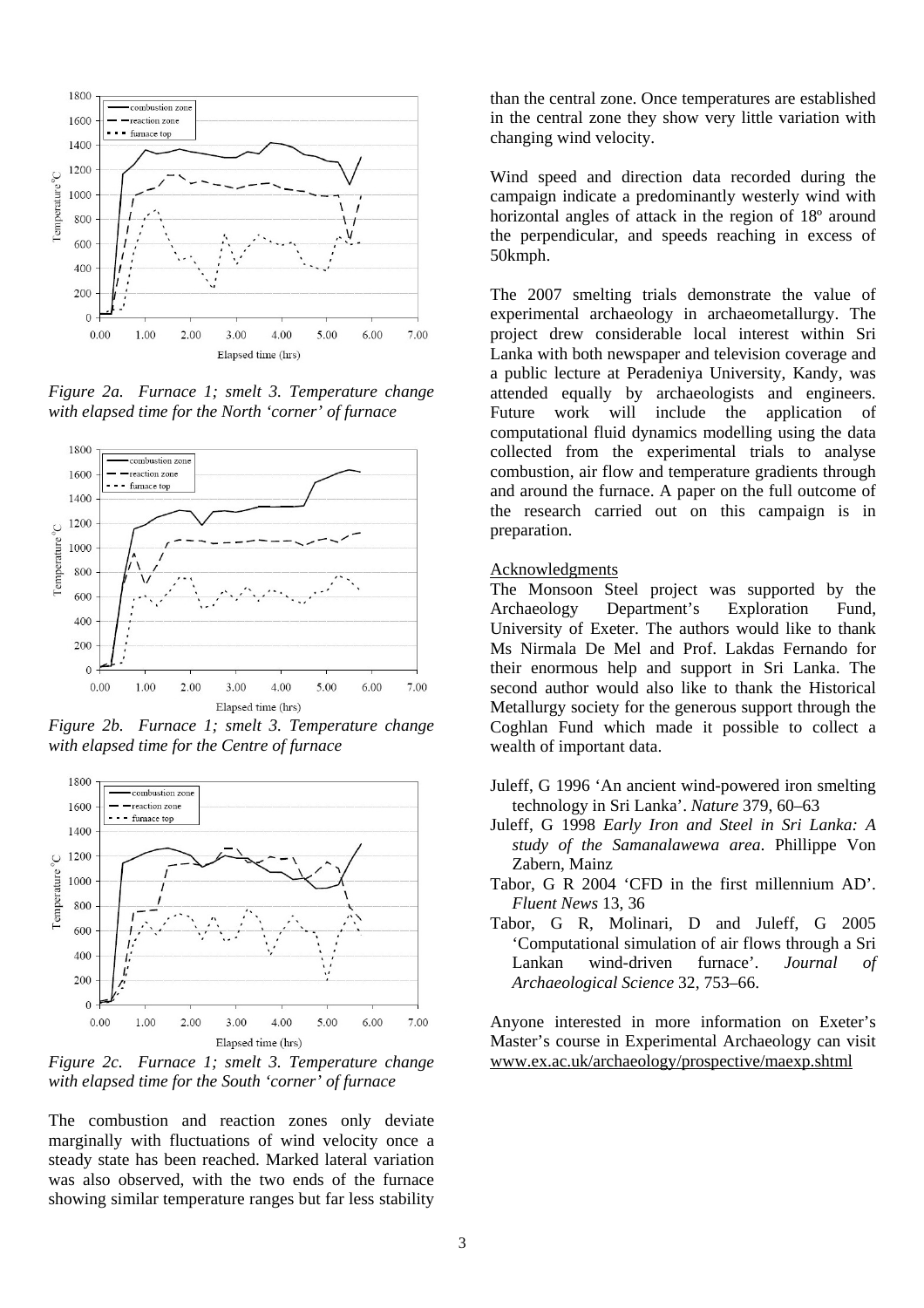*Figure 2a. Furnace 1; smelt 3. Temperature change with elapsed time for the North 'corner' of furnace*

*Figure 2b. Furnace 1; smelt 3. Temperature change with elapsed time for the Centre of furnace*

*Figure 2c. Furnace 1; smelt 3. Temperature change with elapsed time for the South 'corner' of furnace*

The combustion and reaction zones only deviate marginally with fluctuations of wind velocity once a steady state has been reached. Marked lateral variation was also observed, with the two ends of the furnace showing similar temperature ranges but far less stability than the central zone. Once temperatures are established in the central zone they show very little variation with changing wind velocity.

Wind speed and direction data recorded during the campaign indicate a predominantly westerly wind with horizontal angles of attack in the region of 18º around the perpendicular, and speeds reaching in excess of 50kmph.

The 2007 smelting trials demonstrate the value of experimental archaeology in archaeometallurgy. The project drew considerable local interest within Sri Lanka with both newspaper and television coverage and a public lecture at Peradeniya University, Kandy, was attended equally by archaeologists and engineers. Future work will include the application of computational fluid dynamics modelling using the data collected from the experimental trials to analyse combustion, air flow and temperature gradients through and around the furnace. A paper on the full outcome of the research carried out on this campaign is in preparation.

## Acknowledgments

The Monsoon Steel project was supported by the Archaeology Department's Exploration Fund, University of Exeter. The authors would like to thank Ms Nirmala De Mel and Prof. Lakdas Fernando for their enormous help and support in Sri Lanka. The second author would also like to thank the Historical Metallurgy society for the generous support through the Coghlan Fund which made it possible to collect a wealth of important data.

Juleff, G 1996 'An ancient wind-powered iron smelting technology in Sri Lanka'. *Nature* 379, 60–63

Juleff, G 1998 *Early Iron and Steel in Sri Lanka: A study of the Samanalawewa area*. Phillippe Von Zabern, Mainz

Tabor, G R 2004 'CFD in the first millennium AD'. *Fluent News* 13, 36

Tabor, G R, Molinari, D and Juleff, G 2005 'Computational simulation of air flows through a Sri Lankan wind-driven furnace'. *Journal of Archaeological Science* 32, 753–66.

Anyone interested in more information on Exeter's Master's course in Experimental Archaeology can visit www.ex.ac.uk/archaeology/prospective/maexp.shtml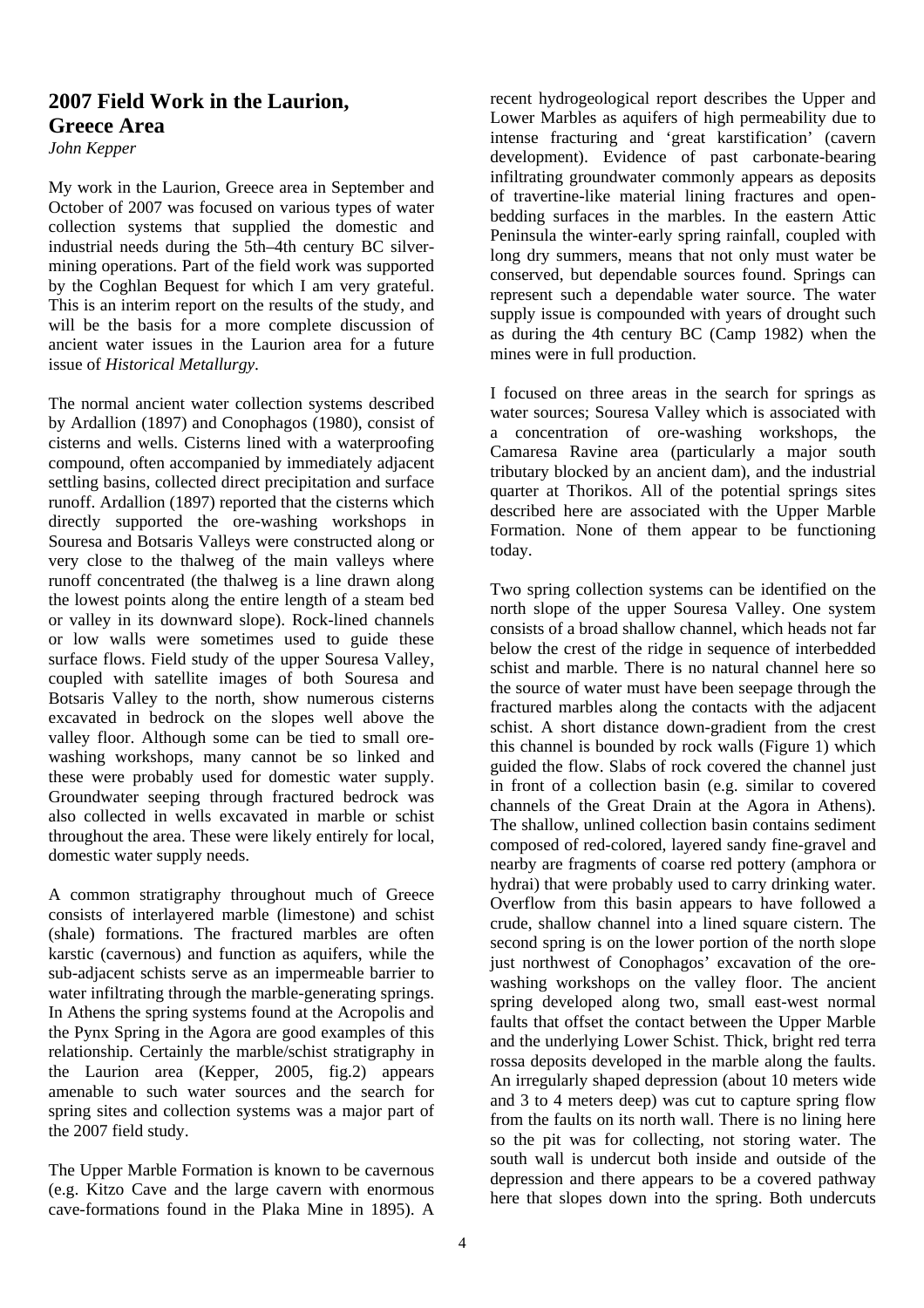## 2007 Field Work in the Laurion, Greece Area

*John Kepper*

My work in the Laurion, Greece area in September and October of 2007 was focused on various types of water collection systems that supplied the domestic and industrial needs during the 5th–4th century BC silver-mining operations. Part of the field work was supported by the Coghlan Bequest for which I am very grateful. This is an interim report on the results of the study, and will be the basis for a more complete discussion of ancient water issues in the Laurion area for a future issue of *Historical Metallurgy*.

The normal ancient water collection systems described by Ardallion (1897) and Conophagos (1980), consist of cisterns and wells. Cisterns lined with a waterproofing compound, often accompanied by immediately adjacent settling basins, collected direct precipitation and surface runoff. Ardallion (1897) reported that the cisterns which directly supported the ore-washing workshops in Souresa and Botsaris Valleys were constructed along or very close to the thalweg of the main valleys where runoff concentrated (the thalweg is a line drawn along the lowest points along the entire length of a steam bed or valley in its downward slope). Rock-lined channels or low walls were sometimes used to guide these surface flows. Field study of the upper Souresa Valley, coupled with satellite images of both Souresa and Botsaris Valley to the north, show numerous cisterns excavated in bedrock on the slopes well above the valley floor. Although some can be tied to small ore-washing workshops, many cannot be so linked and these were probably used for domestic water supply. Groundwater seeping through fractured bedrock was also collected in wells excavated in marble or schist throughout the area. These were likely entirely for local, domestic water supply needs.

A common stratigraphy throughout much of Greece consists of interlayered marble (limestone) and schist (shale) formations. The fractured marbles are often karstic (cavernous) and function as aquifers, while the sub-adjacent schists serve as an impermeable barrier to water infiltrating through the marble-generating springs. In Athens the spring systems found at the Acropolis and the Pynx Spring in the Agora are good examples of this relationship. Certainly the marble/schist stratigraphy in the Laurion area (Kepper, 2005, fig.2) appears amenable to such water sources and the search for spring sites and collection systems was a major part of the 2007 field study.

The Upper Marble Formation is known to be cavernous (e.g. Kitzo Cave and the large cavern with enormous cave-formations found in the Plaka Mine in 1895). A recent hydrogeological report describes the Upper and Lower Marbles as aquifers of high permeability due to intense fracturing and 'great karstification' (cavern development). Evidence of past carbonate-bearing infiltrating groundwater commonly appears as deposits of travertine-like material lining fractures and open-bedding surfaces in the marbles. In the eastern Attic Peninsula the winter-early spring rainfall, coupled with long dry summers, means that not only must water be conserved, but dependable sources found. Springs can represent such a dependable water source. The water supply issue is compounded with years of drought such as during the 4th century BC (Camp 1982) when the mines were in full production.

I focused on three areas in the search for springs as water sources; Souresa Valley which is associated with a concentration of ore-washing workshops, the Camaresa Ravine area (particularly a major south tributary blocked by an ancient dam), and the industrial quarter at Thorikos. All of the potential springs sites described here are associated with the Upper Marble Formation. None of them appear to be functioning today.

Two spring collection systems can be identified on the north slope of the upper Souresa Valley. One system consists of a broad shallow channel, which heads not far below the crest of the ridge in sequence of interbedded schist and marble. There is no natural channel here so the source of water must have been seepage through the fractured marbles along the contacts with the adjacent schist. A short distance down-gradient from the crest this channel is bounded by rock walls (Figure 1) which guided the flow. Slabs of rock covered the channel just in front of a collection basin (e.g. similar to covered channels of the Great Drain at the Agora in Athens). The shallow, unlined collection basin contains sediment composed of red-colored, layered sandy fine-gravel and nearby are fragments of coarse red pottery (amphora or hydrai) that were probably used to carry drinking water. Overflow from this basin appears to have followed a crude, shallow channel into a lined square cistern. The second spring is on the lower portion of the north slope just northwest of Conophagos' excavation of the ore-washing workshops on the valley floor. The ancient spring developed along two, small east-west normal faults that offset the contact between the Upper Marble and the underlying Lower Schist. Thick, bright red terra rossa deposits developed in the marble along the faults. An irregularly shaped depression (about 10 meters wide and 3 to 4 meters deep) was cut to capture spring flow from the faults on its north wall. There is no lining here so the pit was for collecting, not storing water. The south wall is undercut both inside and outside of the depression and there appears to be a covered pathway here that slopes down into the spring. Both undercuts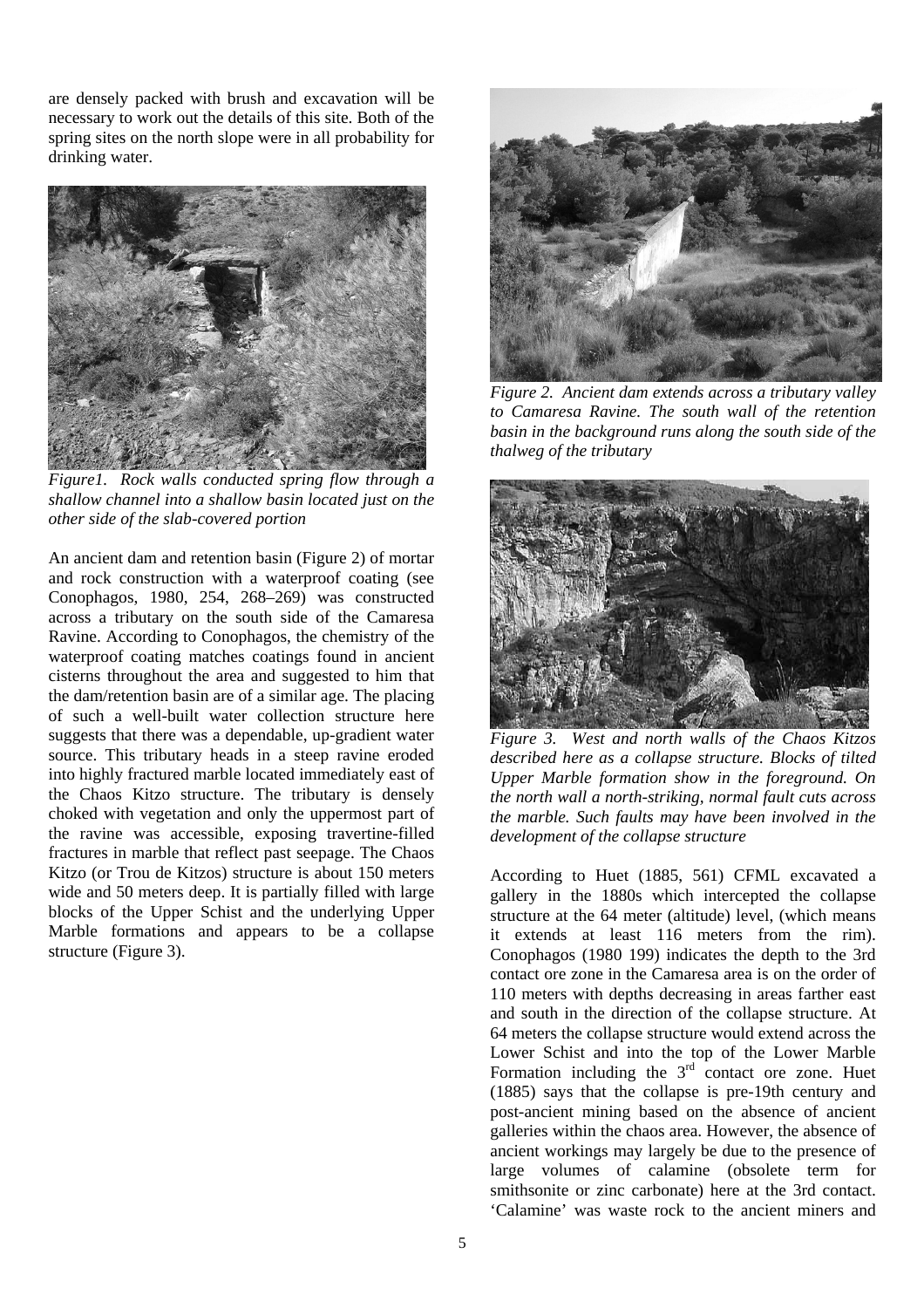are densely packed with brush and excavation will be necessary to work out the details of this site. Both of the spring sites on the north slope were in all probability for drinking water.

*Figure1. Rock walls conducted spring flow through a shallow channel into a shallow basin located just on the other side of the slab-covered portion*

An ancient dam and retention basin (Figure 2) of mortar and rock construction with a waterproof coating (see Conophagos, 1980, 254, 268–269) was constructed across a tributary on the south side of the Camaresa Ravine. According to Conophagos, the chemistry of the waterproof coating matches coatings found in ancient cisterns throughout the area and suggested to him that the dam/retention basin are of a similar age. The placing of such a well-built water collection structure here suggests that there was a dependable, up-gradient water source. This tributary heads in a steep ravine eroded into highly fractured marble located immediately east of the Chaos Kitzo structure. The tributary is densely choked with vegetation and only the uppermost part of the ravine was accessible, exposing travertine-filled fractures in marble that reflect past seepage. The Chaos Kitzo (or Trou de Kitzos) structure is about 150 meters wide and 50 meters deep. It is partially filled with large blocks of the Upper Schist and the underlying Upper Marble formations and appears to be a collapse structure (Figure 3).

*Figure 2. Ancient dam extends across a tributary valley to Camaresa Ravine. The south wall of the retention basin in the background runs along the south side of the thalweg of the tributary*

*Figure 3. West and north walls of the Chaos Kitzos described here as a collapse structure. Blocks of tilted Upper Marble formation show in the foreground. On the north wall a north-striking, normal fault cuts across the marble. Such faults may have been involved in the development of the collapse structure*

According to Huet (1885, 561) CFML excavated a gallery in the 1880s which intercepted the collapse structure at the 64 meter (altitude) level, (which means it extends at least 116 meters from the rim). Conophagos (1980 199) indicates the depth to the 3rd contact ore zone in the Camaresa area is on the order of 110 meters with depths decreasing in areas farther east and south in the direction of the collapse structure. At 64 meters the collapse structure would extend across the Lower Schist and into the top of the Lower Marble Formation including the 3rd contact ore zone. Huet (1885) says that the collapse is pre-19th century and post-ancient mining based on the absence of ancient galleries within the chaos area. However, the absence of ancient workings may largely be due to the presence of large volumes of calamine (obsolete term for smithsonite or zinc carbonate) here at the 3rd contact. 'Calamine' was waste rock to the ancient miners and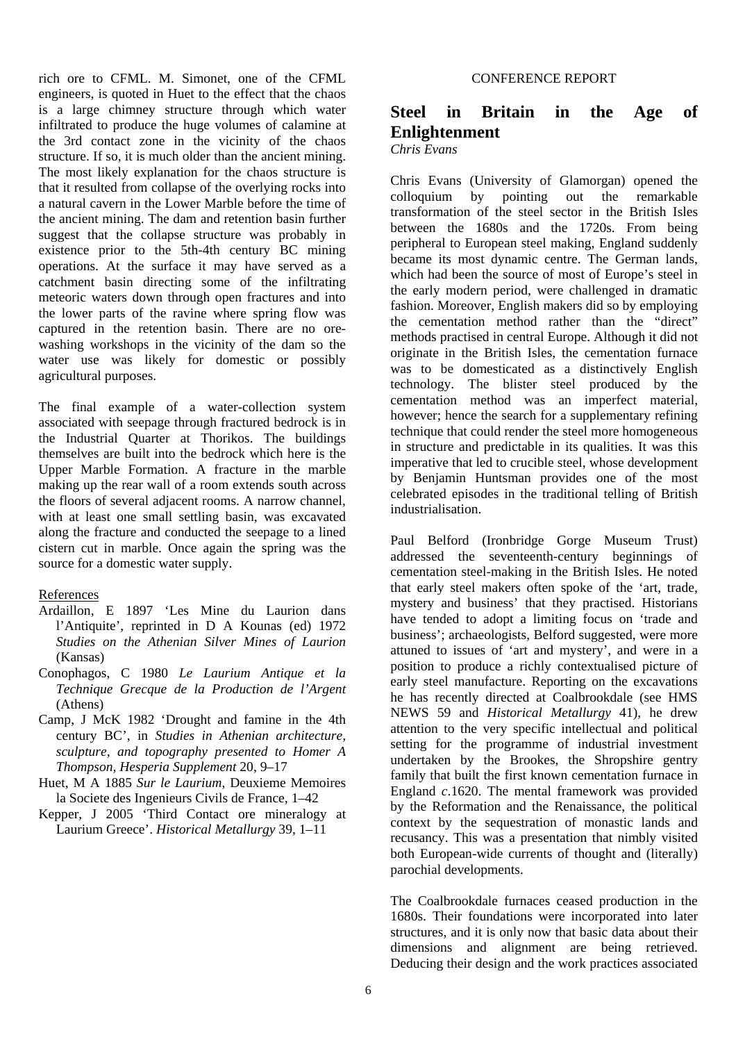rich ore to CFML. M. Simonet, one of the CFML engineers, is quoted in Huet to the effect that the chaos is a large chimney structure through which water infiltrated to produce the huge volumes of calamine at the 3rd contact zone in the vicinity of the chaos structure. If so, it is much older than the ancient mining. The most likely explanation for the chaos structure is that it resulted from collapse of the overlying rocks into a natural cavern in the Lower Marble before the time of the ancient mining. The dam and retention basin further suggest that the collapse structure was probably in existence prior to the 5th-4th century BC mining operations. At the surface it may have served as a catchment basin directing some of the infiltrating meteoric waters down through open fractures and into the lower parts of the ravine where spring flow was captured in the retention basin. There are no ore-washing workshops in the vicinity of the dam so the water use was likely for domestic or possibly agricultural purposes.

The final example of a water-collection system associated with seepage through fractured bedrock is in the Industrial Quarter at Thorikos. The buildings themselves are built into the bedrock which here is the Upper Marble Formation. A fracture in the marble making up the rear wall of a room extends south across the floors of several adjacent rooms. A narrow channel, with at least one small settling basin, was excavated along the fracture and conducted the seepage to a lined cistern cut in marble. Once again the spring was the source for a domestic water supply.

References

- Ardaillon, E 1897 'Les Mine du Laurion dans l'Antiquite', reprinted in D A Kounas (ed) 1972 *Studies on the Athenian Silver Mines of Laurion* (Kansas)
- Conophagos, C 1980 *Le Laurium Antique et la Technique Grecque de la Production de l'Argent* (Athens)
- Camp, J McK 1982 'Drought and famine in the 4th century BC', in *Studies in Athenian architecture, sculpture, and topography presented to Homer A Thompson, Hesperia Supplement* 20, 9–17
- Huet, M A 1885 *Sur le Laurium*, Deuxieme Memoires la Societe des Ingenieurs Civils de France, 1–42
- Kepper, J 2005 'Third Contact ore mineralogy at Laurium Greece'. *Historical Metallurgy* 39, 1–11

CONFERENCE REPORT

# Steel in Britain in the Age of Enlightenment

*Chris Evans*

Chris Evans (University of Glamorgan) opened the colloquium by pointing out the remarkable transformation of the steel sector in the British Isles between the 1680s and the 1720s. From being peripheral to European steel making, England suddenly became its most dynamic centre. The German lands, which had been the source of most of Europe's steel in the early modern period, were challenged in dramatic fashion. Moreover, English makers did so by employing the cementation method rather than the "direct" methods practised in central Europe. Although it did not originate in the British Isles, the cementation furnace was to be domesticated as a distinctively English technology. The blister steel produced by the cementation method was an imperfect material, however; hence the search for a supplementary refining technique that could render the steel more homogeneous in structure and predictable in its qualities. It was this imperative that led to crucible steel, whose development by Benjamin Huntsman provides one of the most celebrated episodes in the traditional telling of British industrialisation.

Paul Belford (Ironbridge Gorge Museum Trust) addressed the seventeenth-century beginnings of cementation steel-making in the British Isles. He noted that early steel makers often spoke of the 'art, trade, mystery and business' that they practised. Historians have tended to adopt a limiting focus on 'trade and business'; archaeologists, Belford suggested, were more attuned to issues of 'art and mystery', and were in a position to produce a richly contextualised picture of early steel manufacture. Reporting on the excavations he has recently directed at Coalbrookdale (see HMS NEWS 59 and *Historical Metallurgy* 41), he drew attention to the very specific intellectual and political setting for the programme of industrial investment undertaken by the Brookes, the Shropshire gentry family that built the first known cementation furnace in England *c*.1620. The mental framework was provided by the Reformation and the Renaissance, the political context by the sequestration of monastic lands and recusancy. This was a presentation that nimbly visited both European-wide currents of thought and (literally) parochial developments.

The Coalbrookdale furnaces ceased production in the 1680s. Their foundations were incorporated into later structures, and it is only now that basic data about their dimensions and alignment are being retrieved. Deducing their design and the work practices associated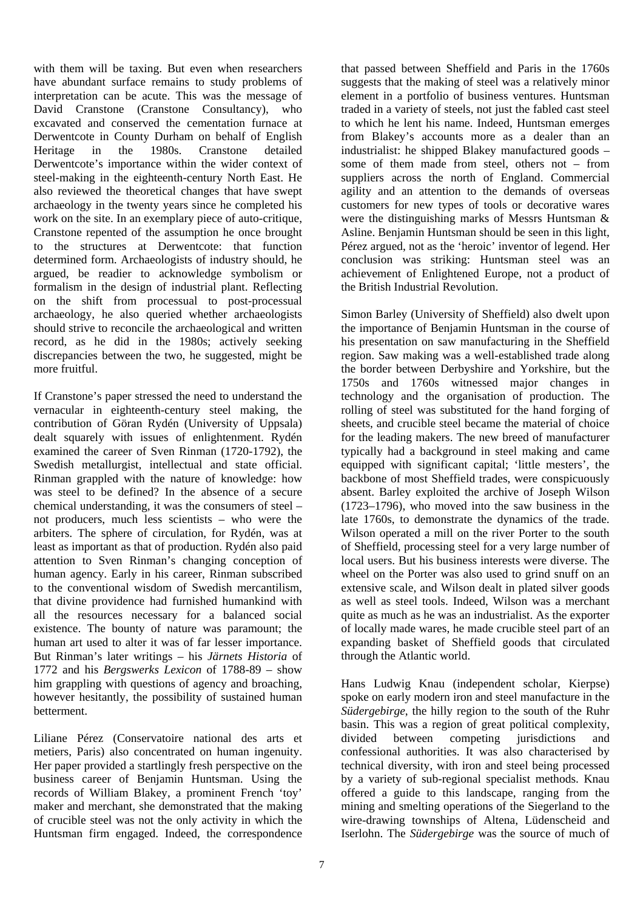with them will be taxing. But even when researchers have abundant surface remains to study problems of interpretation can be acute. This was the message of David Cranstone (Cranstone Consultancy), who excavated and conserved the cementation furnace at Derwentcote in County Durham on behalf of English Heritage in the 1980s. Cranstone detailed Derwentcote's importance within the wider context of steel-making in the eighteenth-century North East. He also reviewed the theoretical changes that have swept archaeology in the twenty years since he completed his work on the site. In an exemplary piece of auto-critique, Cranstone repented of the assumption he once brought to the structures at Derwentcote: that function determined form. Archaeologists of industry should, he argued, be readier to acknowledge symbolism or formalism in the design of industrial plant. Reflecting on the shift from processual to post-processual archaeology, he also queried whether archaeologists should strive to reconcile the archaeological and written record, as he did in the 1980s; actively seeking discrepancies between the two, he suggested, might be more fruitful.

If Cranstone's paper stressed the need to understand the vernacular in eighteenth-century steel making, the contribution of Göran Rydén (University of Uppsala) dealt squarely with issues of enlightenment. Rydén examined the career of Sven Rinman (1720-1792), the Swedish metallurgist, intellectual and state official. Rinman grappled with the nature of knowledge: how was steel to be defined? In the absence of a secure chemical understanding, it was the consumers of steel – not producers, much less scientists – who were the arbiters. The sphere of circulation, for Rydén, was at least as important as that of production. Rydén also paid attention to Sven Rinman's changing conception of human agency. Early in his career, Rinman subscribed to the conventional wisdom of Swedish mercantilism, that divine providence had furnished humankind with all the resources necessary for a balanced social existence. The bounty of nature was paramount; the human art used to alter it was of far lesser importance. But Rinman's later writings – his *Järnets Historia* of 1772 and his *Bergswerks Lexicon* of 1788-89 – show him grappling with questions of agency and broaching, however hesitantly, the possibility of sustained human betterment.

Liliane Pérez (Conservatoire national des arts et metiers, Paris) also concentrated on human ingenuity. Her paper provided a startlingly fresh perspective on the business career of Benjamin Huntsman. Using the records of William Blakey, a prominent French 'toy' maker and merchant, she demonstrated that the making of crucible steel was not the only activity in which the Huntsman firm engaged. Indeed, the correspondence that passed between Sheffield and Paris in the 1760s suggests that the making of steel was a relatively minor element in a portfolio of business ventures. Huntsman traded in a variety of steels, not just the fabled cast steel to which he lent his name. Indeed, Huntsman emerges from Blakey's accounts more as a dealer than an industrialist: he shipped Blakey manufactured goods – some of them made from steel, others not – from suppliers across the north of England. Commercial agility and an attention to the demands of overseas customers for new types of tools or decorative wares were the distinguishing marks of Messrs Huntsman & Asline. Benjamin Huntsman should be seen in this light, Pérez argued, not as the 'heroic' inventor of legend. Her conclusion was striking: Huntsman steel was an achievement of Enlightened Europe, not a product of the British Industrial Revolution.

Simon Barley (University of Sheffield) also dwelt upon the importance of Benjamin Huntsman in the course of his presentation on saw manufacturing in the Sheffield region. Saw making was a well-established trade along the border between Derbyshire and Yorkshire, but the 1750s and 1760s witnessed major changes in technology and the organisation of production. The rolling of steel was substituted for the hand forging of sheets, and crucible steel became the material of choice for the leading makers. The new breed of manufacturer typically had a background in steel making and came equipped with significant capital; 'little mesters', the backbone of most Sheffield trades, were conspicuously absent. Barley exploited the archive of Joseph Wilson (1723–1796), who moved into the saw business in the late 1760s, to demonstrate the dynamics of the trade. Wilson operated a mill on the river Porter to the south of Sheffield, processing steel for a very large number of local users. But his business interests were diverse. The wheel on the Porter was also used to grind snuff on an extensive scale, and Wilson dealt in plated silver goods as well as steel tools. Indeed, Wilson was a merchant quite as much as he was an industrialist. As the exporter of locally made wares, he made crucible steel part of an expanding basket of Sheffield goods that circulated through the Atlantic world.

Hans Ludwig Knau (independent scholar, Kierpse) spoke on early modern iron and steel manufacture in the *Südergebirge*, the hilly region to the south of the Ruhr basin. This was a region of great political complexity, divided between competing jurisdictions and confessional authorities. It was also characterised by technical diversity, with iron and steel being processed by a variety of sub-regional specialist methods. Knau offered a guide to this landscape, ranging from the mining and smelting operations of the Siegerland to the wire-drawing townships of Altena, Lüdenscheid and Iserlohn. The *Südergebirge* was the source of much of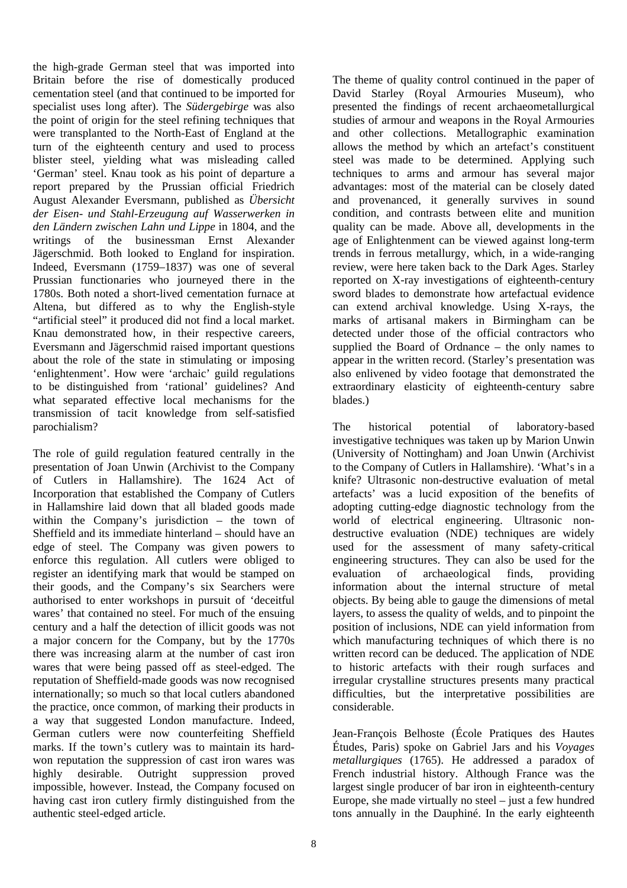the high-grade German steel that was imported into Britain before the rise of domestically produced cementation steel (and that continued to be imported for specialist uses long after). The *Südergebirge* was also the point of origin for the steel refining techniques that were transplanted to the North-East of England at the turn of the eighteenth century and used to process blister steel, yielding what was misleading called 'German' steel. Knau took as his point of departure a report prepared by the Prussian official Friedrich August Alexander Eversmann, published as *Übersicht der Eisen- und Stahl-Erzeugung auf Wasserwerken in den Ländern zwischen Lahn und Lippe* in 1804, and the writings of the businessman Ernst Alexander Jägerschmid. Both looked to England for inspiration. Indeed, Eversmann (1759–1837) was one of several Prussian functionaries who journeyed there in the 1780s. Both noted a short-lived cementation furnace at Altena, but differed as to why the English-style "artificial steel" it produced did not find a local market. Knau demonstrated how, in their respective careers, Eversmann and Jägerschmid raised important questions about the role of the state in stimulating or imposing 'enlightenment'. How were 'archaic' guild regulations to be distinguished from 'rational' guidelines? And what separated effective local mechanisms for the transmission of tacit knowledge from self-satisfied parochialism?

The role of guild regulation featured centrally in the presentation of Joan Unwin (Archivist to the Company of Cutlers in Hallamshire). The 1624 Act of Incorporation that established the Company of Cutlers in Hallamshire laid down that all bladed goods made within the Company's jurisdiction – the town of Sheffield and its immediate hinterland – should have an edge of steel. The Company was given powers to enforce this regulation. All cutlers were obliged to register an identifying mark that would be stamped on their goods, and the Company's six Searchers were authorised to enter workshops in pursuit of 'deceitful wares' that contained no steel. For much of the ensuing century and a half the detection of illicit goods was not a major concern for the Company, but by the 1770s there was increasing alarm at the number of cast iron wares that were being passed off as steel-edged. The reputation of Sheffield-made goods was now recognised internationally; so much so that local cutlers abandoned the practice, once common, of marking their products in a way that suggested London manufacture. Indeed, German cutlers were now counterfeiting Sheffield marks. If the town's cutlery was to maintain its hard-won reputation the suppression of cast iron wares was highly desirable. Outright suppression proved impossible, however. Instead, the Company focused on having cast iron cutlery firmly distinguished from the authentic steel-edged article.

The theme of quality control continued in the paper of David Starley (Royal Armouries Museum), who presented the findings of recent archaeometallurgical studies of armour and weapons in the Royal Armouries and other collections. Metallographic examination allows the method by which an artefact's constituent steel was made to be determined. Applying such techniques to arms and armour has several major advantages: most of the material can be closely dated and provenanced, it generally survives in sound condition, and contrasts between elite and munition quality can be made. Above all, developments in the age of Enlightenment can be viewed against long-term trends in ferrous metallurgy, which, in a wide-ranging review, were here taken back to the Dark Ages. Starley reported on X-ray investigations of eighteenth-century sword blades to demonstrate how artefactual evidence can extend archival knowledge. Using X-rays, the marks of artisanal makers in Birmingham can be detected under those of the official contractors who supplied the Board of Ordnance – the only names to appear in the written record. (Starley's presentation was also enlivened by video footage that demonstrated the extraordinary elasticity of eighteenth-century sabre blades.)

The historical potential of laboratory-based investigative techniques was taken up by Marion Unwin (University of Nottingham) and Joan Unwin (Archivist to the Company of Cutlers in Hallamshire). 'What's in a knife? Ultrasonic non-destructive evaluation of metal artefacts' was a lucid exposition of the benefits of adopting cutting-edge diagnostic technology from the world of electrical engineering. Ultrasonic non-destructive evaluation (NDE) techniques are widely used for the assessment of many safety-critical engineering structures. They can also be used for the evaluation of archaeological finds, providing information about the internal structure of metal objects. By being able to gauge the dimensions of metal layers, to assess the quality of welds, and to pinpoint the position of inclusions, NDE can yield information from which manufacturing techniques of which there is no written record can be deduced. The application of NDE to historic artefacts with their rough surfaces and irregular crystalline structures presents many practical difficulties, but the interpretative possibilities are considerable.

Jean-François Belhoste (École Pratiques des Hautes Études, Paris) spoke on Gabriel Jars and his *Voyages metallurgiques* (1765). He addressed a paradox of French industrial history. Although France was the largest single producer of bar iron in eighteenth-century Europe, she made virtually no steel – just a few hundred tons annually in the Dauphiné. In the early eighteenth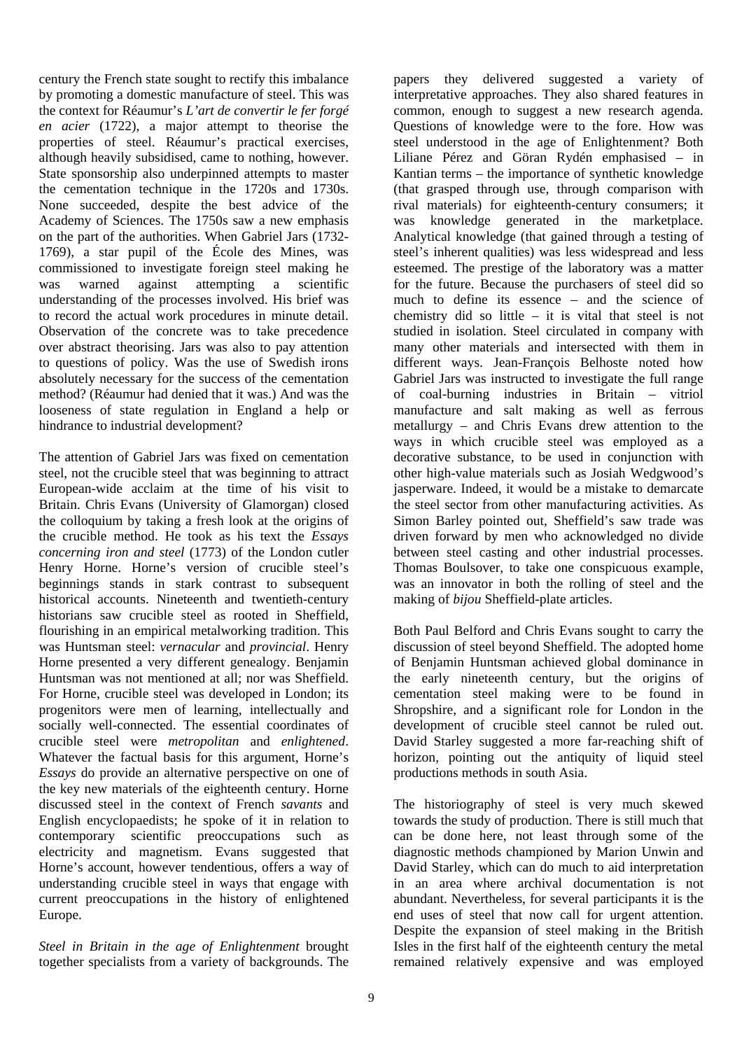century the French state sought to rectify this imbalance by promoting a domestic manufacture of steel. This was the context for Réaumur's *L'art de convertir le fer forgé en acier* (1722), a major attempt to theorise the properties of steel. Réaumur's practical exercises, although heavily subsidised, came to nothing, however. State sponsorship also underpinned attempts to master the cementation technique in the 1720s and 1730s. None succeeded, despite the best advice of the Academy of Sciences. The 1750s saw a new emphasis on the part of the authorities. When Gabriel Jars (1732-1769), a star pupil of the École des Mines, was commissioned to investigate foreign steel making he was warned against attempting a scientific understanding of the processes involved. His brief was to record the actual work procedures in minute detail. Observation of the concrete was to take precedence over abstract theorising. Jars was also to pay attention to questions of policy. Was the use of Swedish irons absolutely necessary for the success of the cementation method? (Réaumur had denied that it was.) And was the looseness of state regulation in England a help or hindrance to industrial development?

The attention of Gabriel Jars was fixed on cementation steel, not the crucible steel that was beginning to attract European-wide acclaim at the time of his visit to Britain. Chris Evans (University of Glamorgan) closed the colloquium by taking a fresh look at the origins of the crucible method. He took as his text the *Essays concerning iron and steel* (1773) of the London cutler Henry Horne. Horne's version of crucible steel's beginnings stands in stark contrast to subsequent historical accounts. Nineteenth and twentieth-century historians saw crucible steel as rooted in Sheffield, flourishing in an empirical metalworking tradition. This was Huntsman steel: *vernacular* and *provincial*. Henry Horne presented a very different genealogy. Benjamin Huntsman was not mentioned at all; nor was Sheffield. For Horne, crucible steel was developed in London; its progenitors were men of learning, intellectually and socially well-connected. The essential coordinates of crucible steel were *metropolitan* and *enlightened*. Whatever the factual basis for this argument, Horne's *Essays* do provide an alternative perspective on one of the key new materials of the eighteenth century. Horne discussed steel in the context of French *savants* and English encyclopaedists; he spoke of it in relation to contemporary scientific preoccupations such as electricity and magnetism. Evans suggested that Horne's account, however tendentious, offers a way of understanding crucible steel in ways that engage with current preoccupations in the history of enlightened Europe.

*Steel in Britain in the age of Enlightenment* brought together specialists from a variety of backgrounds. The papers they delivered suggested a variety of interpretative approaches. They also shared features in common, enough to suggest a new research agenda. Questions of knowledge were to the fore. How was steel understood in the age of Enlightenment? Both Liliane Pérez and Göran Rydén emphasised – in Kantian terms – the importance of synthetic knowledge (that grasped through use, through comparison with rival materials) for eighteenth-century consumers; it was knowledge generated in the marketplace. Analytical knowledge (that gained through a testing of steel's inherent qualities) was less widespread and less esteemed. The prestige of the laboratory was a matter for the future. Because the purchasers of steel did so much to define its essence – and the science of chemistry did so little – it is vital that steel is not studied in isolation. Steel circulated in company with many other materials and intersected with them in different ways. Jean-François Belhoste noted how Gabriel Jars was instructed to investigate the full range of coal-burning industries in Britain – vitriol manufacture and salt making as well as ferrous metallurgy – and Chris Evans drew attention to the ways in which crucible steel was employed as a decorative substance, to be used in conjunction with other high-value materials such as Josiah Wedgwood's jasperware. Indeed, it would be a mistake to demarcate the steel sector from other manufacturing activities. As Simon Barley pointed out, Sheffield's saw trade was driven forward by men who acknowledged no divide between steel casting and other industrial processes. Thomas Boulsover, to take one conspicuous example, was an innovator in both the rolling of steel and the making of *bijou* Sheffield-plate articles.

Both Paul Belford and Chris Evans sought to carry the discussion of steel beyond Sheffield. The adopted home of Benjamin Huntsman achieved global dominance in the early nineteenth century, but the origins of cementation steel making were to be found in Shropshire, and a significant role for London in the development of crucible steel cannot be ruled out. David Starley suggested a more far-reaching shift of horizon, pointing out the antiquity of liquid steel productions methods in south Asia.

The historiography of steel is very much skewed towards the study of production. There is still much that can be done here, not least through some of the diagnostic methods championed by Marion Unwin and David Starley, which can do much to aid interpretation in an area where archival documentation is not abundant. Nevertheless, for several participants it is the end uses of steel that now call for urgent attention. Despite the expansion of steel making in the British Isles in the first half of the eighteenth century the metal remained relatively expensive and was employed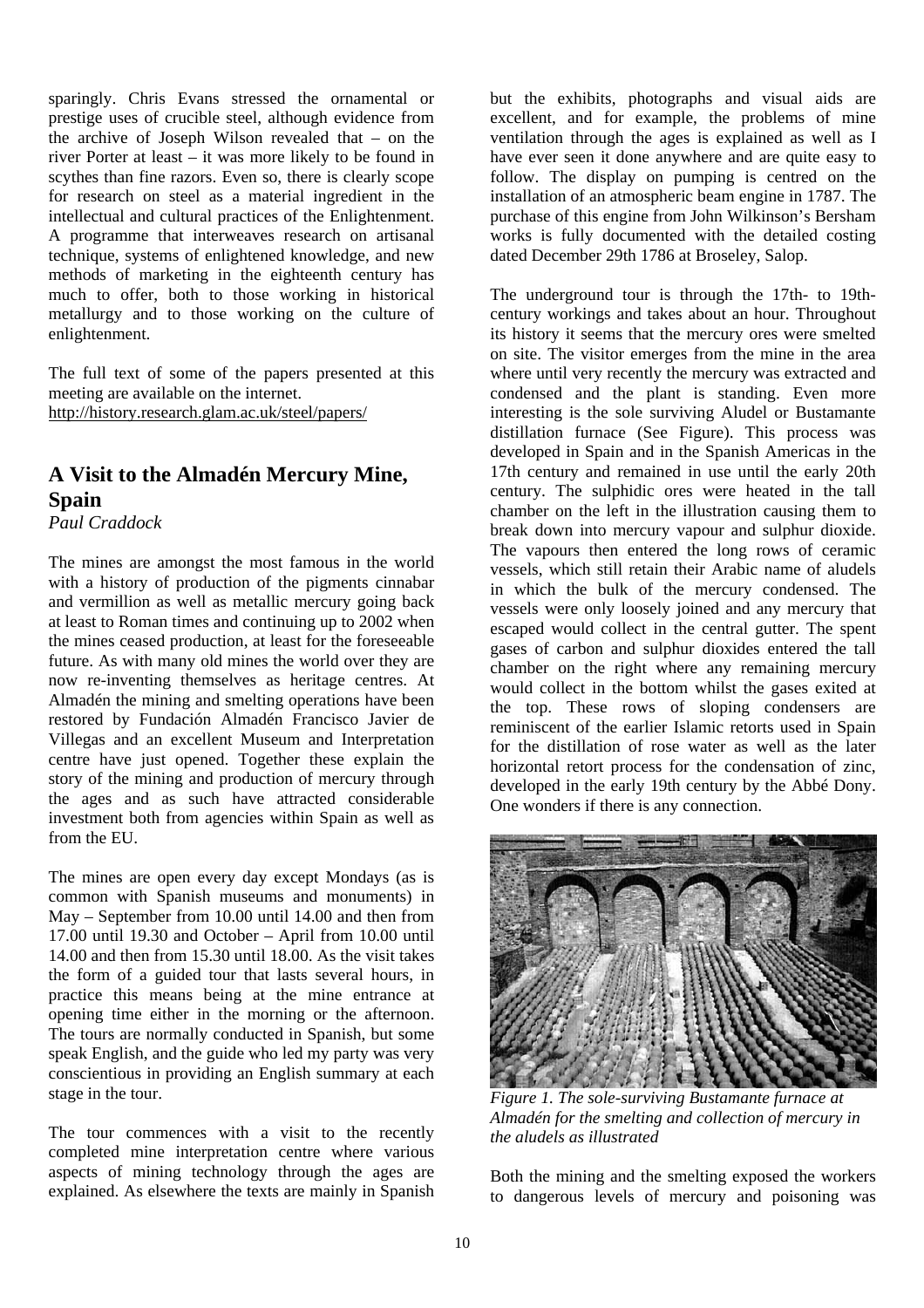sparingly. Chris Evans stressed the ornamental or prestige uses of crucible steel, although evidence from the archive of Joseph Wilson revealed that – on the river Porter at least – it was more likely to be found in scythes than fine razors. Even so, there is clearly scope for research on steel as a material ingredient in the intellectual and cultural practices of the Enlightenment. A programme that interweaves research on artisanal technique, systems of enlightened knowledge, and new methods of marketing in the eighteenth century has much to offer, both to those working in historical metallurgy and to those working on the culture of enlightenment.

The full text of some of the papers presented at this meeting are available on the internet.
http://history.research.glam.ac.uk/steel/papers/

## A Visit to the Almadén Mercury Mine, Spain

*Paul Craddock*

The mines are amongst the most famous in the world with a history of production of the pigments cinnabar and vermillion as well as metallic mercury going back at least to Roman times and continuing up to 2002 when the mines ceased production, at least for the foreseeable future. As with many old mines the world over they are now re-inventing themselves as heritage centres. At Almadén the mining and smelting operations have been restored by Fundación Almadén Francisco Javier de Villegas and an excellent Museum and Interpretation centre have just opened. Together these explain the story of the mining and production of mercury through the ages and as such have attracted considerable investment both from agencies within Spain as well as from the EU.

The mines are open every day except Mondays (as is common with Spanish museums and monuments) in May – September from 10.00 until 14.00 and then from 17.00 until 19.30 and October – April from 10.00 until 14.00 and then from 15.30 until 18.00. As the visit takes the form of a guided tour that lasts several hours, in practice this means being at the mine entrance at opening time either in the morning or the afternoon. The tours are normally conducted in Spanish, but some speak English, and the guide who led my party was very conscientious in providing an English summary at each stage in the tour.

The tour commences with a visit to the recently completed mine interpretation centre where various aspects of mining technology through the ages are explained. As elsewhere the texts are mainly in Spanish but the exhibits, photographs and visual aids are excellent, and for example, the problems of mine ventilation through the ages is explained as well as I have ever seen it done anywhere and are quite easy to follow. The display on pumping is centred on the installation of an atmospheric beam engine in 1787. The purchase of this engine from John Wilkinson's Bersham works is fully documented with the detailed costing dated December 29th 1786 at Broseley, Salop.

The underground tour is through the 17th- to 19th-century workings and takes about an hour. Throughout its history it seems that the mercury ores were smelted on site. The visitor emerges from the mine in the area where until very recently the mercury was extracted and condensed and the plant is standing. Even more interesting is the sole surviving Aludel or Bustamante distillation furnace (See Figure). This process was developed in Spain and in the Spanish Americas in the 17th century and remained in use until the early 20th century. The sulphidic ores were heated in the tall chamber on the left in the illustration causing them to break down into mercury vapour and sulphur dioxide. The vapours then entered the long rows of ceramic vessels, which still retain their Arabic name of aludels in which the bulk of the mercury condensed. The vessels were only loosely joined and any mercury that escaped would collect in the central gutter. The spent gases of carbon and sulphur dioxides entered the tall chamber on the right where any remaining mercury would collect in the bottom whilst the gases exited at the top. These rows of sloping condensers are reminiscent of the earlier Islamic retorts used in Spain for the distillation of rose water as well as the later horizontal retort process for the condensation of zinc, developed in the early 19th century by the Abbé Dony. One wonders if there is any connection.

*Figure 1. The sole-surviving Bustamante furnace at Almadén for the smelting and collection of mercury in the aludels as illustrated*

Both the mining and the smelting exposed the workers to dangerous levels of mercury and poisoning was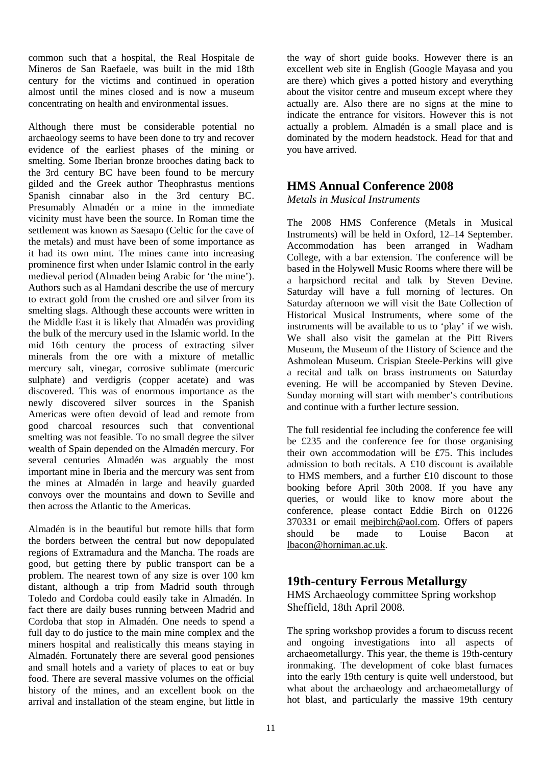common such that a hospital, the Real Hospitale de Mineros de San Raefaele, was built in the mid 18th century for the victims and continued in operation almost until the mines closed and is now a museum concentrating on health and environmental issues.

Although there must be considerable potential no archaeology seems to have been done to try and recover evidence of the earliest phases of the mining or smelting. Some Iberian bronze brooches dating back to the 3rd century BC have been found to be mercury gilded and the Greek author Theophrastus mentions Spanish cinnabar also in the 3rd century BC. Presumably Almadén or a mine in the immediate vicinity must have been the source. In Roman time the settlement was known as Saesapo (Celtic for the cave of the metals) and must have been of some importance as it had its own mint. The mines came into increasing prominence first when under Islamic control in the early medieval period (Almaden being Arabic for 'the mine'). Authors such as al Hamdani describe the use of mercury to extract gold from the crushed ore and silver from its smelting slags. Although these accounts were written in the Middle East it is likely that Almadén was providing the bulk of the mercury used in the Islamic world. In the mid 16th century the process of extracting silver minerals from the ore with a mixture of metallic mercury salt, vinegar, corrosive sublimate (mercuric sulphate) and verdigris (copper acetate) and was discovered. This was of enormous importance as the newly discovered silver sources in the Spanish Americas were often devoid of lead and remote from good charcoal resources such that conventional smelting was not feasible. To no small degree the silver wealth of Spain depended on the Almadén mercury. For several centuries Almadén was arguably the most important mine in Iberia and the mercury was sent from the mines at Almadén in large and heavily guarded convoys over the mountains and down to Seville and then across the Atlantic to the Americas.

Almadén is in the beautiful but remote hills that form the borders between the central but now depopulated regions of Extramadura and the Mancha. The roads are good, but getting there by public transport can be a problem. The nearest town of any size is over 100 km distant, although a trip from Madrid south through Toledo and Cordoba could easily take in Almadén. In fact there are daily buses running between Madrid and Cordoba that stop in Almadén. One needs to spend a full day to do justice to the main mine complex and the miners hospital and realistically this means staying in Almadén. Fortunately there are several good pensiones and small hotels and a variety of places to eat or buy food. There are several massive volumes on the official history of the mines, and an excellent book on the arrival and installation of the steam engine, but little in the way of short guide books. However there is an excellent web site in English (Google Mayasa and you are there) which gives a potted history and everything about the visitor centre and museum except where they actually are. Also there are no signs at the mine to indicate the entrance for visitors. However this is not actually a problem. Almadén is a small place and is dominated by the modern headstock. Head for that and you have arrived.

## HMS Annual Conference 2008

*Metals in Musical Instruments*

The 2008 HMS Conference (Metals in Musical Instruments) will be held in Oxford, 12–14 September. Accommodation has been arranged in Wadham College, with a bar extension. The conference will be based in the Holywell Music Rooms where there will be a harpsichord recital and talk by Steven Devine. Saturday will have a full morning of lectures. On Saturday afternoon we will visit the Bate Collection of Historical Musical Instruments, where some of the instruments will be available to us to 'play' if we wish. We shall also visit the gamelan at the Pitt Rivers Museum, the Museum of the History of Science and the Ashmolean Museum. Crispian Steele-Perkins will give a recital and talk on brass instruments on Saturday evening. He will be accompanied by Steven Devine. Sunday morning will start with member's contributions and continue with a further lecture session.

The full residential fee including the conference fee will be £235 and the conference fee for those organising their own accommodation will be £75. This includes admission to both recitals. A £10 discount is available to HMS members, and a further £10 discount to those booking before April 30th 2008. If you have any queries, or would like to know more about the conference, please contact Eddie Birch on 01226 370331 or email mejbirch@aol.com. Offers of papers should be made to Louise Bacon at lbacon@horniman.ac.uk.

## 19th-century Ferrous Metallurgy

HMS Archaeology committee Spring workshop
Sheffield, 18th April 2008.

The spring workshop provides a forum to discuss recent and ongoing investigations into all aspects of archaeometallurgy. This year, the theme is 19th-century ironmaking. The development of coke blast furnaces into the early 19th century is quite well understood, but what about the archaeology and archaeometallurgy of hot blast, and particularly the massive 19th century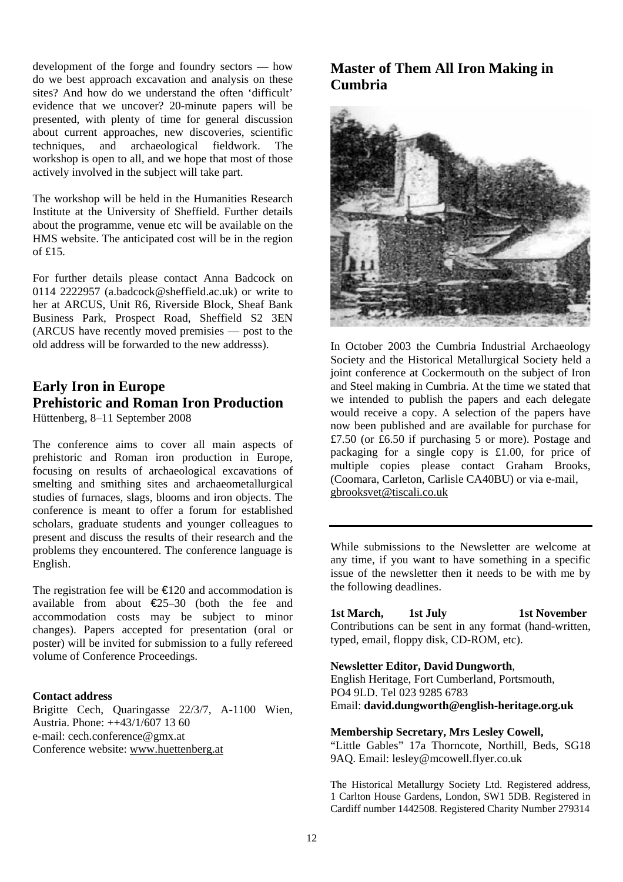development of the forge and foundry sectors — how do we best approach excavation and analysis on these sites? And how do we understand the often 'difficult' evidence that we uncover? 20-minute papers will be presented, with plenty of time for general discussion about current approaches, new discoveries, scientific techniques, and archaeological fieldwork. The workshop is open to all, and we hope that most of those actively involved in the subject will take part.

The workshop will be held in the Humanities Research Institute at the University of Sheffield. Further details about the programme, venue etc will be available on the HMS website. The anticipated cost will be in the region of £15.

For further details please contact Anna Badcock on 0114 2222957 (a.badcock@sheffield.ac.uk) or write to her at ARCUS, Unit R6, Riverside Block, Sheaf Bank Business Park, Prospect Road, Sheffield S2 3EN (ARCUS have recently moved premisies — post to the old address will be forwarded to the new addresss).

## Early Iron in Europe
## Prehistoric and Roman Iron Production

Hüttenberg, 8–11 September 2008

The conference aims to cover all main aspects of prehistoric and Roman iron production in Europe, focusing on results of archaeological excavations of smelting and smithing sites and archaeometallurgical studies of furnaces, slags, blooms and iron objects. The conference is meant to offer a forum for established scholars, graduate students and younger colleagues to present and discuss the results of their research and the problems they encountered. The conference language is English.

The registration fee will be €120 and accommodation is available from about €25–30 (both the fee and accommodation costs may be subject to minor changes). Papers accepted for presentation (oral or poster) will be invited for submission to a fully refereed volume of Conference Proceedings.

**Contact address**

Brigitte Cech, Quaringasse 22/3/7, A-1100 Wien, Austria. Phone: ++43/1/607 13 60
e-mail: cech.conference@gmx.at
Conference website: www.huettenberg.at

## Master of Them All Iron Making in Cumbria

In October 2003 the Cumbria Industrial Archaeology Society and the Historical Metallurgical Society held a joint conference at Cockermouth on the subject of Iron and Steel making in Cumbria. At the time we stated that we intended to publish the papers and each delegate would receive a copy. A selection of the papers have now been published and are available for purchase for £7.50 (or £6.50 if purchasing 5 or more). Postage and packaging for a single copy is £1.00, for price of multiple copies please contact Graham Brooks, (Coomara, Carleton, Carlisle CA40BU) or via e-mail, gbrooksvet@tiscali.co.uk

---

While submissions to the Newsletter are welcome at any time, if you want to have something in a specific issue of the newsletter then it needs to be with me by the following deadlines.

**1st March, 1st July 1st November**
Contributions can be sent in any format (hand-written, typed, email, floppy disk, CD-ROM, etc).

**Newsletter Editor, David Dungworth**,
English Heritage, Fort Cumberland, Portsmouth, PO4 9LD. Tel 023 9285 6783
Email: **david.dungworth@english-heritage.org.uk**

**Membership Secretary, Mrs Lesley Cowell,**
"Little Gables" 17a Thorncote, Northill, Beds, SG18 9AQ. Email: lesley@mcowell.flyer.co.uk

The Historical Metallurgy Society Ltd. Registered address, 1 Carlton House Gardens, London, SW1 5DB. Registered in Cardiff number 1442508. Registered Charity Number 279314